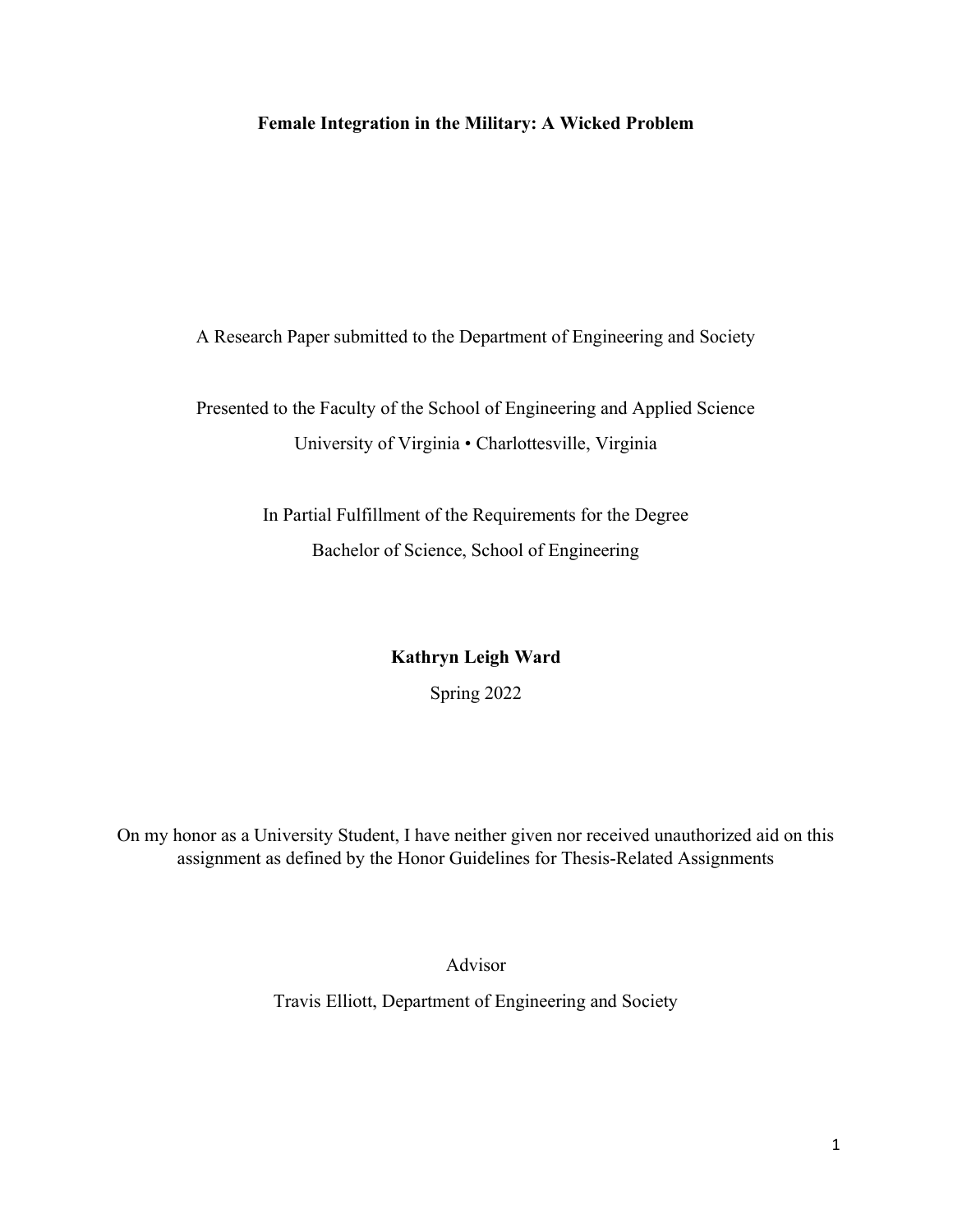# Female Integration in the Military: A Wicked Problem

A Research Paper submitted to the Department of Engineering and Society

Presented to the Faculty of the School of Engineering and Applied Science

University of Virginia • Charlottesville, Virginia

In Partial Fulfillment of the Requirements for the Degree

Bachelor of Science, School of Engineering

**Kathryn Leigh Ward**

Spring 2022

On my honor as a University Student, I have neither given nor received unauthorized aid on this assignment as defined by the Honor Guidelines for Thesis-Related Assignments

Advisor

Travis Elliott, Department of Engineering and Society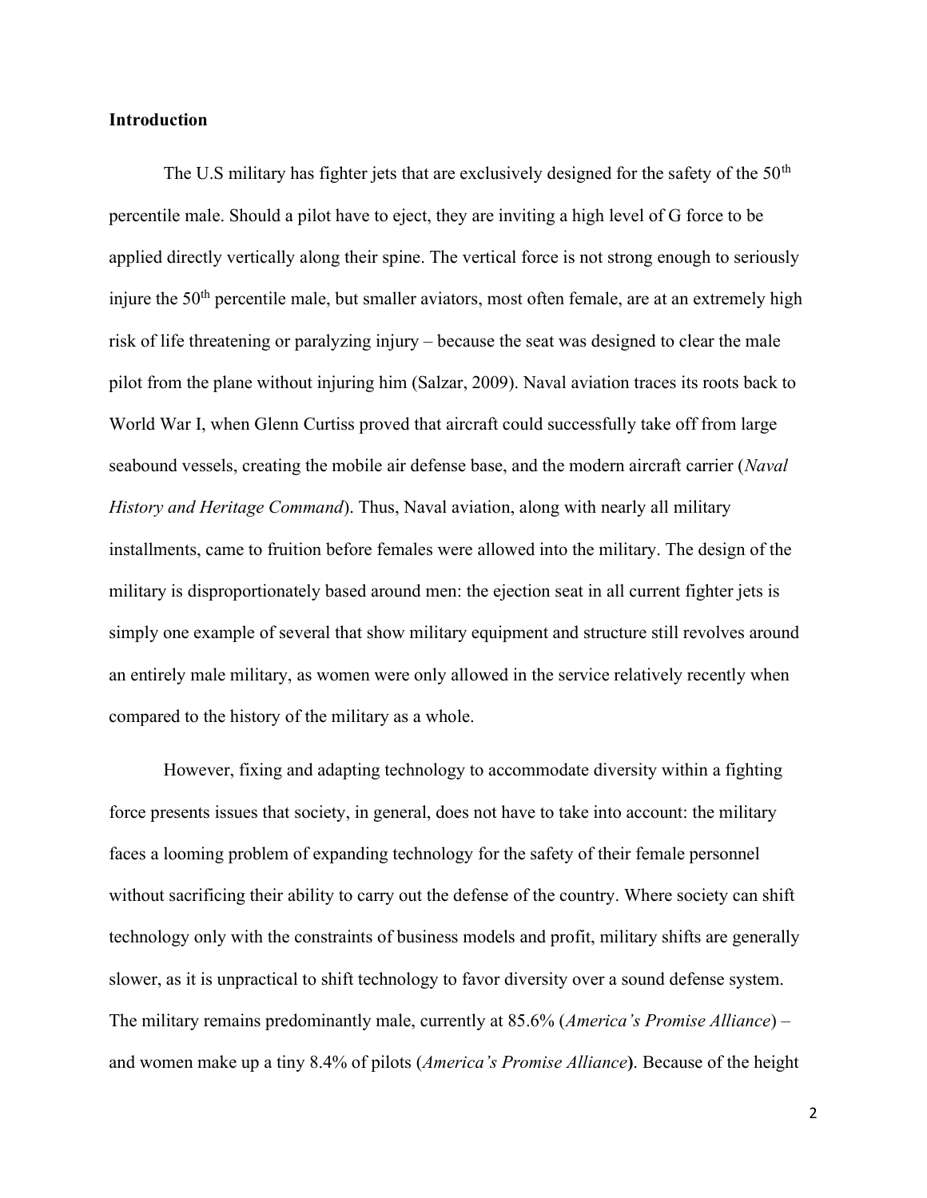**Introduction**

The U.S military has fighter jets that are exclusively designed for the safety of the 50th percentile male. Should a pilot have to eject, they are inviting a high level of G force to be applied directly vertically along their spine. The vertical force is not strong enough to seriously injure the 50th percentile male, but smaller aviators, most often female, are at an extremely high risk of life threatening or paralyzing injury – because the seat was designed to clear the male pilot from the plane without injuring him (Salzar, 2009). Naval aviation traces its roots back to World War I, when Glenn Curtiss proved that aircraft could successfully take off from large seabound vessels, creating the mobile air defense base, and the modern aircraft carrier (*Naval History and Heritage Command*). Thus, Naval aviation, along with nearly all military installments, came to fruition before females were allowed into the military. The design of the military is disproportionately based around men: the ejection seat in all current fighter jets is simply one example of several that show military equipment and structure still revolves around an entirely male military, as women were only allowed in the service relatively recently when compared to the history of the military as a whole.

However, fixing and adapting technology to accommodate diversity within a fighting force presents issues that society, in general, does not have to take into account: the military faces a looming problem of expanding technology for the safety of their female personnel without sacrificing their ability to carry out the defense of the country. Where society can shift technology only with the constraints of business models and profit, military shifts are generally slower, as it is unpractical to shift technology to favor diversity over a sound defense system. The military remains predominantly male, currently at 85.6% (*America's Promise Alliance*) – and women make up a tiny 8.4% of pilots (*America's Promise Alliance*). Because of the height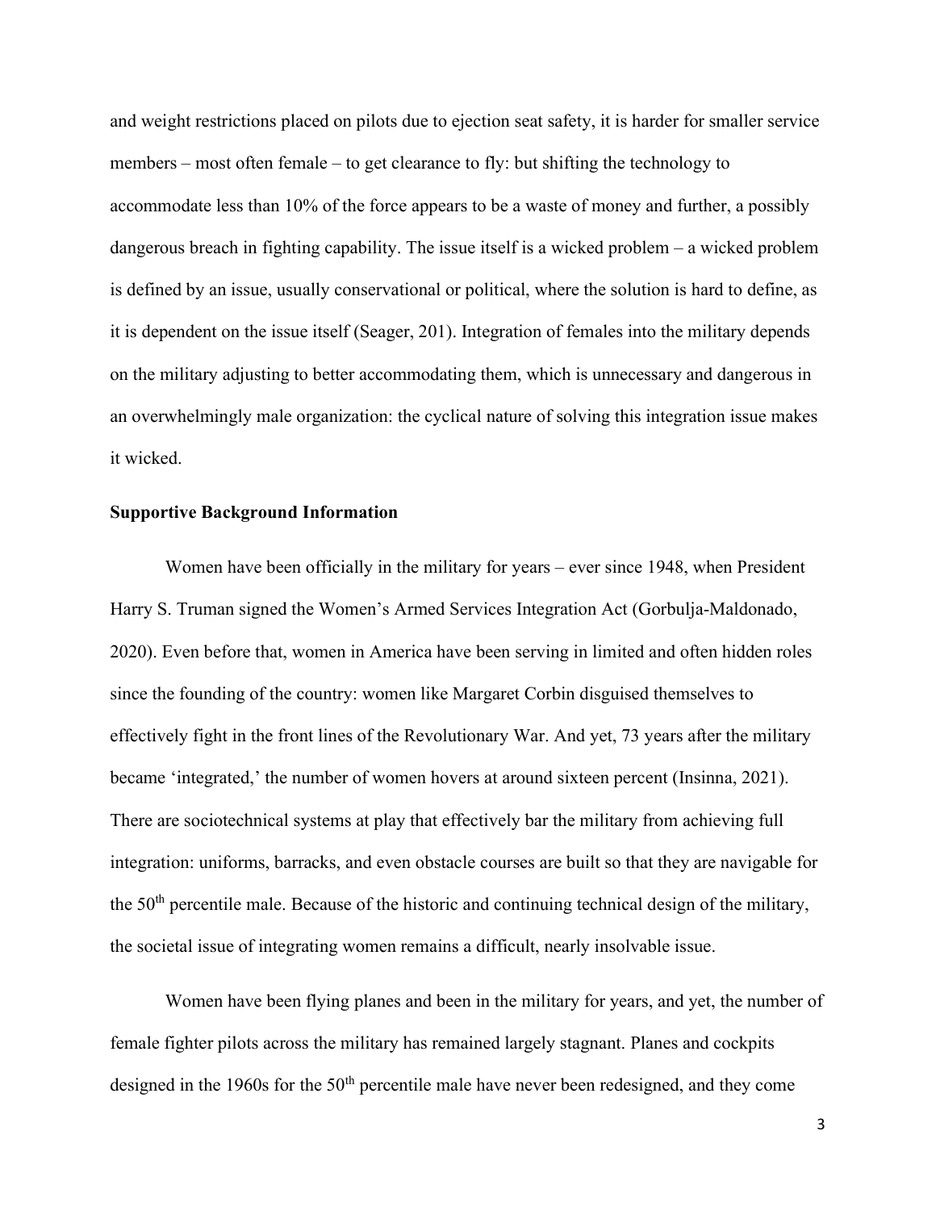and weight restrictions placed on pilots due to ejection seat safety, it is harder for smaller service members – most often female – to get clearance to fly: but shifting the technology to accommodate less than 10% of the force appears to be a waste of money and further, a possibly dangerous breach in fighting capability. The issue itself is a wicked problem – a wicked problem is defined by an issue, usually conservational or political, where the solution is hard to define, as it is dependent on the issue itself (Seager, 201). Integration of females into the military depends on the military adjusting to better accommodating them, which is unnecessary and dangerous in an overwhelmingly male organization: the cyclical nature of solving this integration issue makes it wicked.

**Supportive Background Information**

Women have been officially in the military for years – ever since 1948, when President Harry S. Truman signed the Women's Armed Services Integration Act (Gorbulja-Maldonado, 2020). Even before that, women in America have been serving in limited and often hidden roles since the founding of the country: women like Margaret Corbin disguised themselves to effectively fight in the front lines of the Revolutionary War. And yet, 73 years after the military became 'integrated,' the number of women hovers at around sixteen percent (Insinna, 2021). There are sociotechnical systems at play that effectively bar the military from achieving full integration: uniforms, barracks, and even obstacle courses are built so that they are navigable for the 50th percentile male. Because of the historic and continuing technical design of the military, the societal issue of integrating women remains a difficult, nearly insolvable issue.

Women have been flying planes and been in the military for years, and yet, the number of female fighter pilots across the military has remained largely stagnant. Planes and cockpits designed in the 1960s for the 50th percentile male have never been redesigned, and they come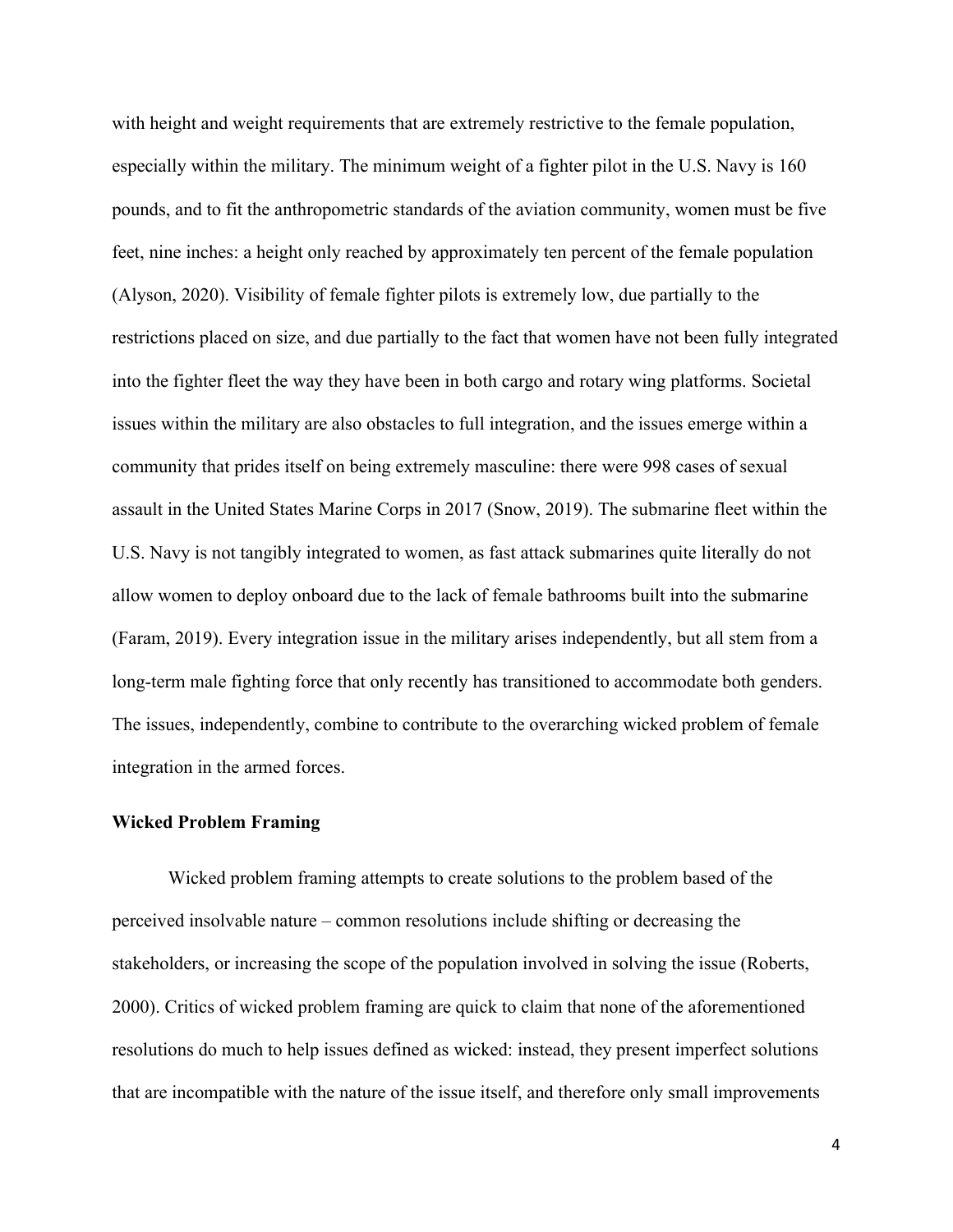with height and weight requirements that are extremely restrictive to the female population, especially within the military. The minimum weight of a fighter pilot in the U.S. Navy is 160 pounds, and to fit the anthropometric standards of the aviation community, women must be five feet, nine inches: a height only reached by approximately ten percent of the female population (Alyson, 2020). Visibility of female fighter pilots is extremely low, due partially to the restrictions placed on size, and due partially to the fact that women have not been fully integrated into the fighter fleet the way they have been in both cargo and rotary wing platforms. Societal issues within the military are also obstacles to full integration, and the issues emerge within a community that prides itself on being extremely masculine: there were 998 cases of sexual assault in the United States Marine Corps in 2017 (Snow, 2019). The submarine fleet within the U.S. Navy is not tangibly integrated to women, as fast attack submarines quite literally do not allow women to deploy onboard due to the lack of female bathrooms built into the submarine (Faram, 2019). Every integration issue in the military arises independently, but all stem from a long-term male fighting force that only recently has transitioned to accommodate both genders. The issues, independently, combine to contribute to the overarching wicked problem of female integration in the armed forces.

**Wicked Problem Framing**

Wicked problem framing attempts to create solutions to the problem based of the perceived insolvable nature – common resolutions include shifting or decreasing the stakeholders, or increasing the scope of the population involved in solving the issue (Roberts, 2000). Critics of wicked problem framing are quick to claim that none of the aforementioned resolutions do much to help issues defined as wicked: instead, they present imperfect solutions that are incompatible with the nature of the issue itself, and therefore only small improvements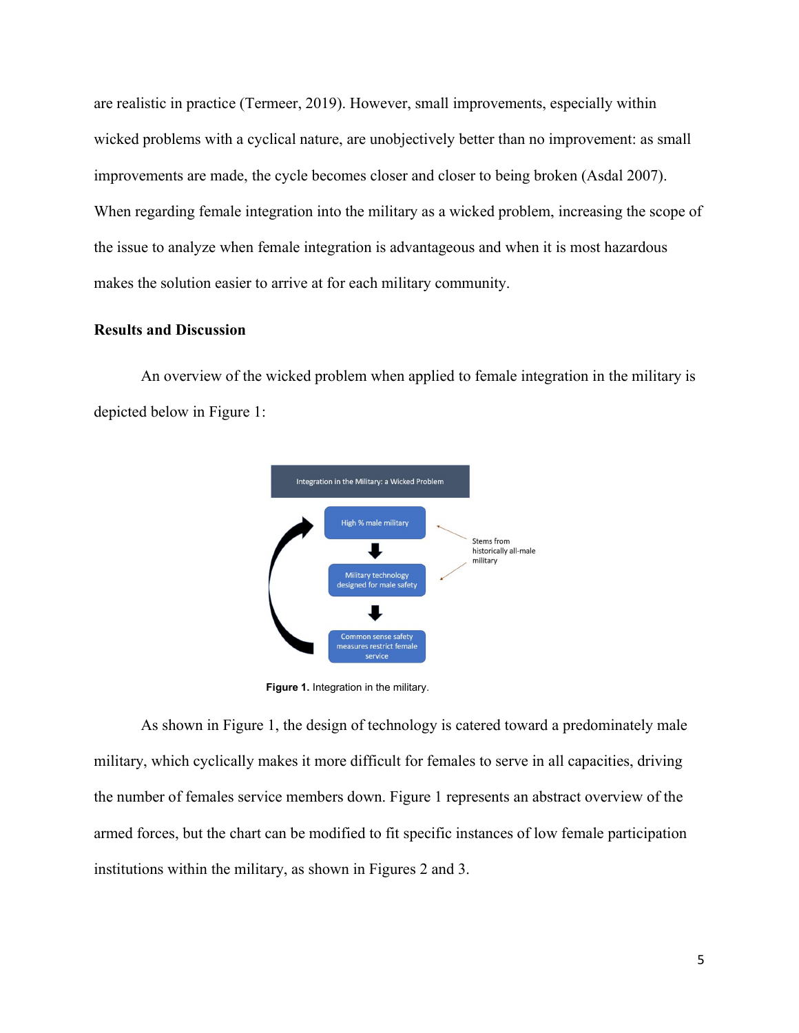are realistic in practice (Termeer, 2019). However, small improvements, especially within wicked problems with a cyclical nature, are unobjectively better than no improvement: as small improvements are made, the cycle becomes closer and closer to being broken (Asdal 2007). When regarding female integration into the military as a wicked problem, increasing the scope of the issue to analyze when female integration is advantageous and when it is most hazardous makes the solution easier to arrive at for each military community.

## Results and Discussion

An overview of the wicked problem when applied to female integration in the military is depicted below in Figure 1:

**Figure 1.** Integration in the military.

As shown in Figure 1, the design of technology is catered toward a predominately male military, which cyclically makes it more difficult for females to serve in all capacities, driving the number of females service members down. Figure 1 represents an abstract overview of the armed forces, but the chart can be modified to fit specific instances of low female participation institutions within the military, as shown in Figures 2 and 3.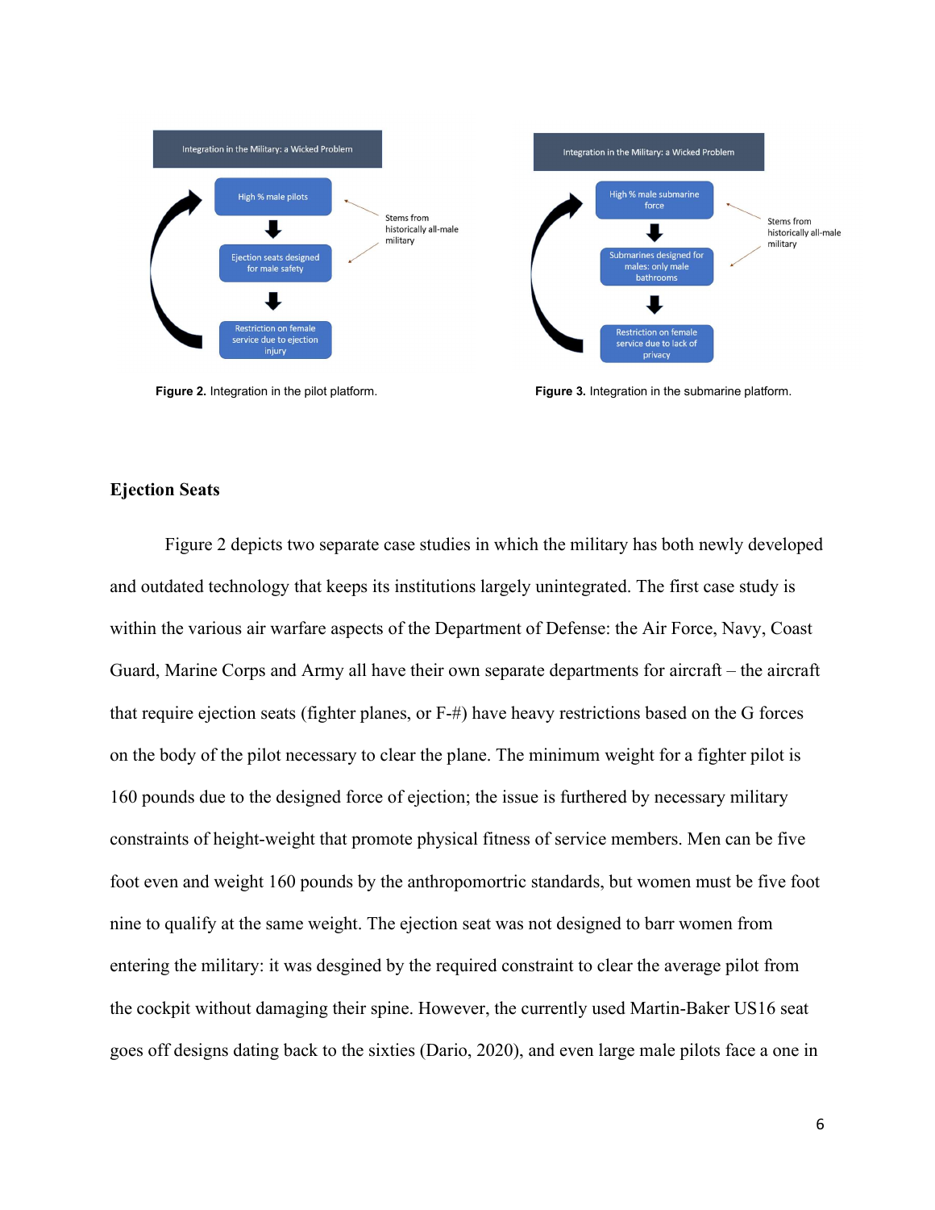Integration in the Military: a Wicked Problem

High % male pilots → Ejection seats designed for male safety → Restriction on female service due to ejection injury

Stems from historically all-male military

**Figure 2.** Integration in the pilot platform.

Integration in the Military: a Wicked Problem

High % male submarine force → Submarines designed for males: only male bathrooms → Restriction on female service due to lack of privacy

Stems from historically all-male military

**Figure 3.** Integration in the submarine platform.

## Ejection Seats

Figure 2 depicts two separate case studies in which the military has both newly developed and outdated technology that keeps its institutions largely unintegrated. The first case study is within the various air warfare aspects of the Department of Defense: the Air Force, Navy, Coast Guard, Marine Corps and Army all have their own separate departments for aircraft – the aircraft that require ejection seats (fighter planes, or F-#) have heavy restrictions based on the G forces on the body of the pilot necessary to clear the plane. The minimum weight for a fighter pilot is 160 pounds due to the designed force of ejection; the issue is furthered by necessary military constraints of height-weight that promote physical fitness of service members. Men can be five foot even and weight 160 pounds by the anthropomortric standards, but women must be five foot nine to qualify at the same weight. The ejection seat was not designed to barr women from entering the military: it was desgined by the required constraint to clear the average pilot from the cockpit without damaging their spine. However, the currently used Martin-Baker US16 seat goes off designs dating back to the sixties (Dario, 2020), and even large male pilots face a one in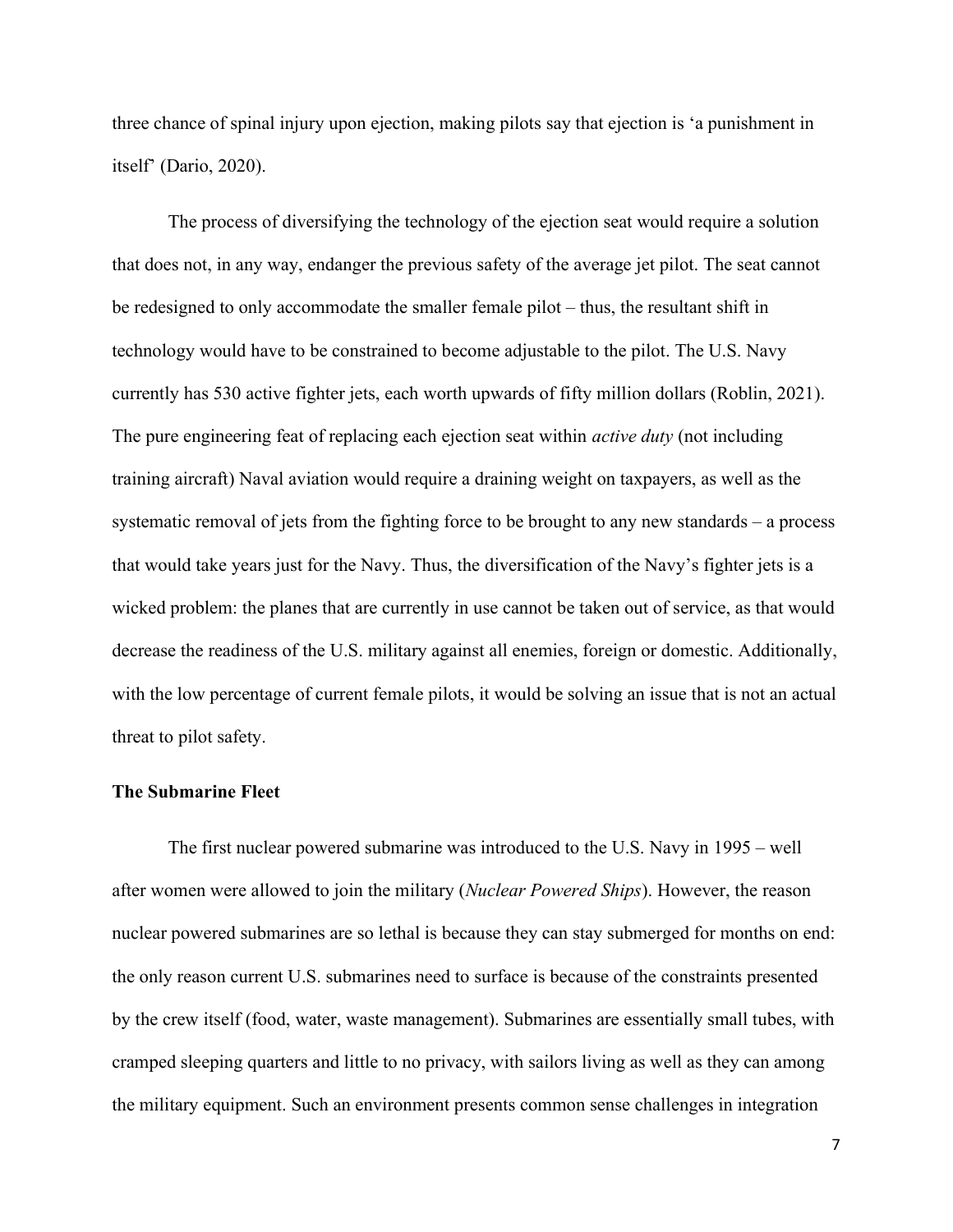three chance of spinal injury upon ejection, making pilots say that ejection is ‘a punishment in itself’ (Dario, 2020).

The process of diversifying the technology of the ejection seat would require a solution that does not, in any way, endanger the previous safety of the average jet pilot. The seat cannot be redesigned to only accommodate the smaller female pilot – thus, the resultant shift in technology would have to be constrained to become adjustable to the pilot. The U.S. Navy currently has 530 active fighter jets, each worth upwards of fifty million dollars (Roblin, 2021). The pure engineering feat of replacing each ejection seat within *active duty* (not including training aircraft) Naval aviation would require a draining weight on taxpayers, as well as the systematic removal of jets from the fighting force to be brought to any new standards – a process that would take years just for the Navy. Thus, the diversification of the Navy’s fighter jets is a wicked problem: the planes that are currently in use cannot be taken out of service, as that would decrease the readiness of the U.S. military against all enemies, foreign or domestic. Additionally, with the low percentage of current female pilots, it would be solving an issue that is not an actual threat to pilot safety.

**The Submarine Fleet**

The first nuclear powered submarine was introduced to the U.S. Navy in 1995 – well after women were allowed to join the military (*Nuclear Powered Ships*). However, the reason nuclear powered submarines are so lethal is because they can stay submerged for months on end: the only reason current U.S. submarines need to surface is because of the constraints presented by the crew itself (food, water, waste management). Submarines are essentially small tubes, with cramped sleeping quarters and little to no privacy, with sailors living as well as they can among the military equipment. Such an environment presents common sense challenges in integration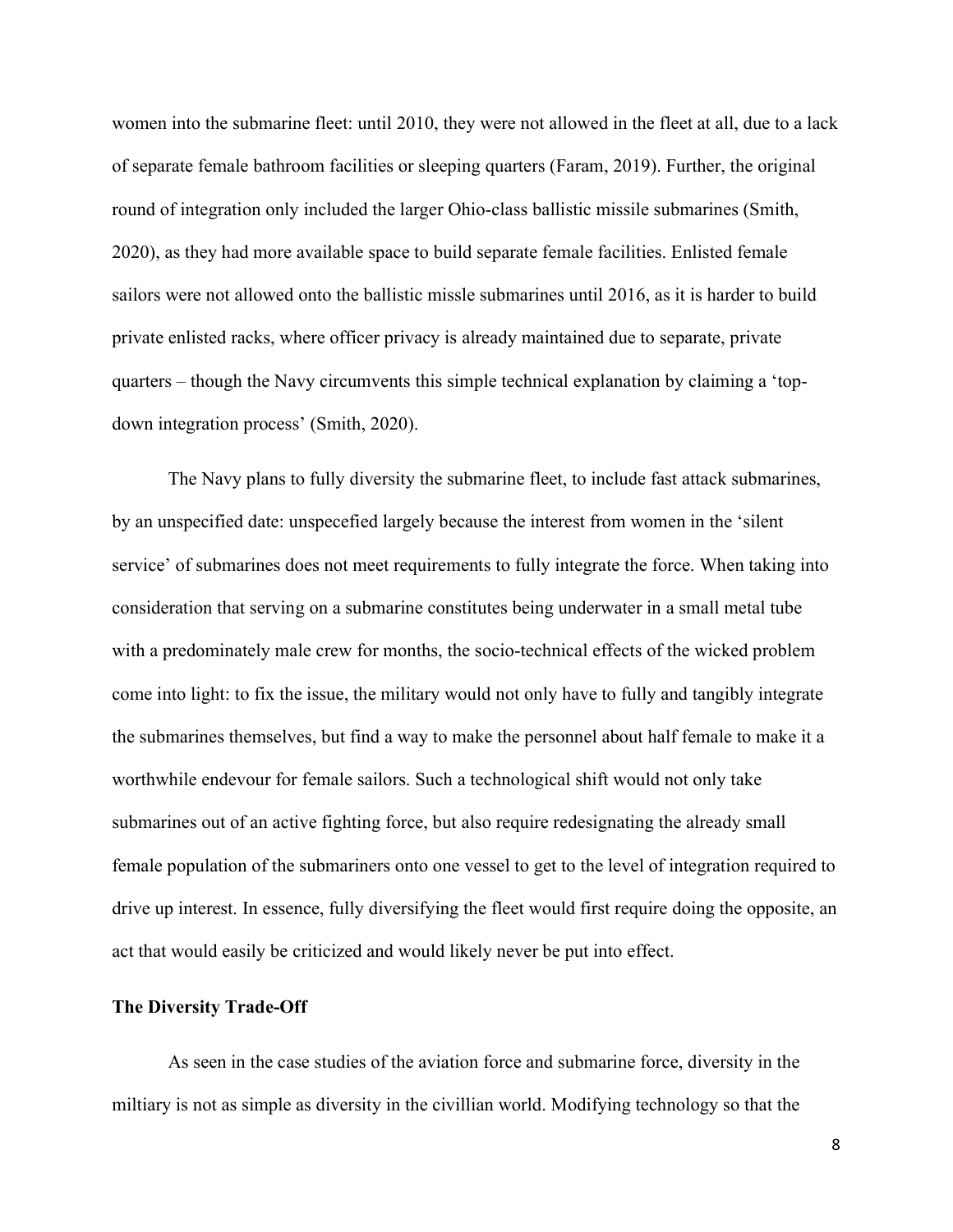women into the submarine fleet: until 2010, they were not allowed in the fleet at all, due to a lack of separate female bathroom facilities or sleeping quarters (Faram, 2019). Further, the original round of integration only included the larger Ohio-class ballistic missile submarines (Smith, 2020), as they had more available space to build separate female facilities. Enlisted female sailors were not allowed onto the ballistic missle submarines until 2016, as it is harder to build private enlisted racks, where officer privacy is already maintained due to separate, private quarters – though the Navy circumvents this simple technical explanation by claiming a 'top-down integration process' (Smith, 2020).

The Navy plans to fully diversity the submarine fleet, to include fast attack submarines, by an unspecified date: unspecefied largely because the interest from women in the 'silent service' of submarines does not meet requirements to fully integrate the force. When taking into consideration that serving on a submarine constitutes being underwater in a small metal tube with a predominately male crew for months, the socio-technical effects of the wicked problem come into light: to fix the issue, the military would not only have to fully and tangibly integrate the submarines themselves, but find a way to make the personnel about half female to make it a worthwhile endevour for female sailors. Such a technological shift would not only take submarines out of an active fighting force, but also require redesignating the already small female population of the submariners onto one vessel to get to the level of integration required to drive up interest. In essence, fully diversifying the fleet would first require doing the opposite, an act that would easily be criticized and would likely never be put into effect.

**The Diversity Trade-Off**

As seen in the case studies of the aviation force and submarine force, diversity in the miltiary is not as simple as diversity in the civillian world. Modifying technology so that the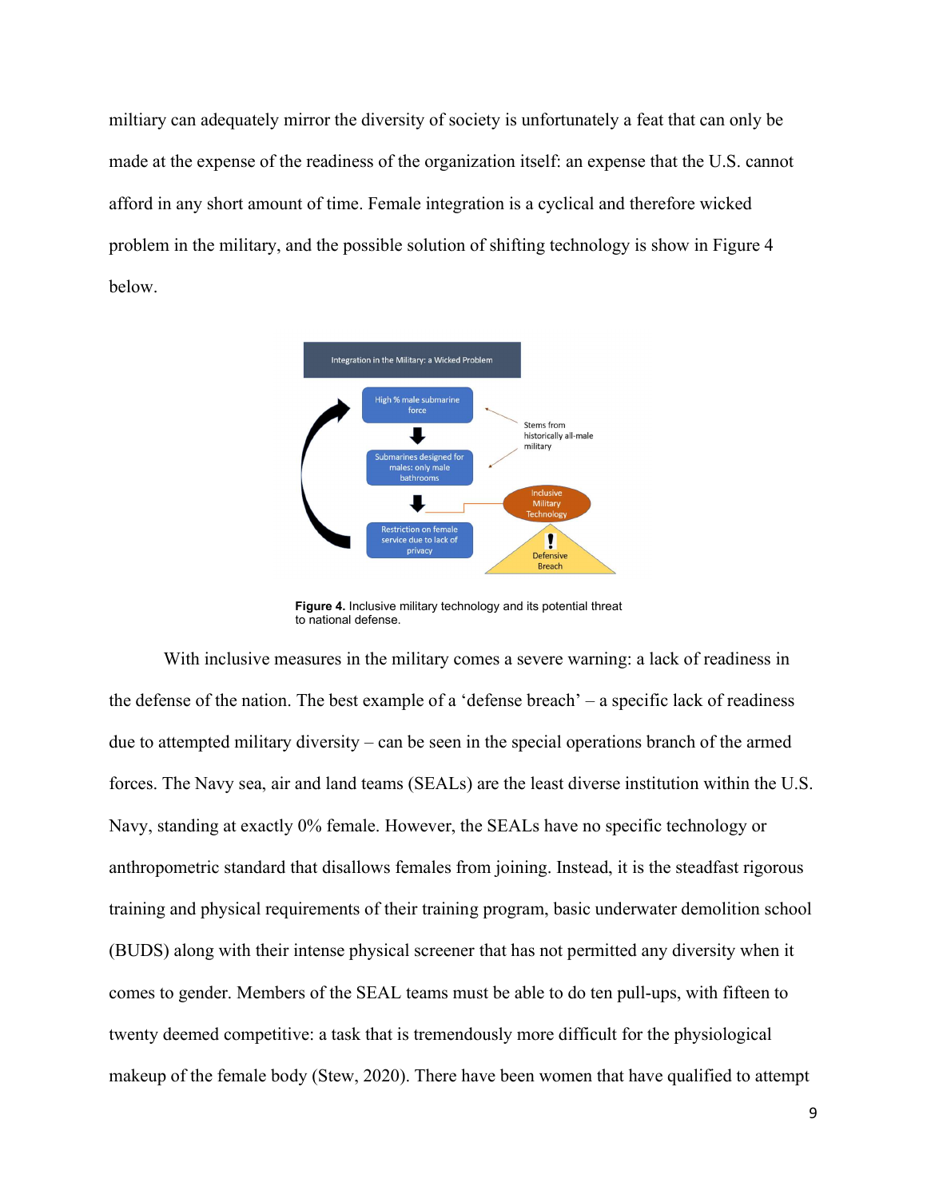miltiary can adequately mirror the diversity of society is unfortunately a feat that can only be made at the expense of the readiness of the organization itself: an expense that the U.S. cannot afford in any short amount of time. Female integration is a cyclical and therefore wicked problem in the military, and the possible solution of shifting technology is show in Figure 4 below.

**Figure 4.** Inclusive military technology and its potential threat to national defense.

With inclusive measures in the military comes a severe warning: a lack of readiness in the defense of the nation. The best example of a 'defense breach' – a specific lack of readiness due to attempted military diversity – can be seen in the special operations branch of the armed forces. The Navy sea, air and land teams (SEALs) are the least diverse institution within the U.S. Navy, standing at exactly 0% female. However, the SEALs have no specific technology or anthropometric standard that disallows females from joining. Instead, it is the steadfast rigorous training and physical requirements of their training program, basic underwater demolition school (BUDS) along with their intense physical screener that has not permitted any diversity when it comes to gender. Members of the SEAL teams must be able to do ten pull-ups, with fifteen to twenty deemed competitive: a task that is tremendously more difficult for the physiological makeup of the female body (Stew, 2020). There have been women that have qualified to attempt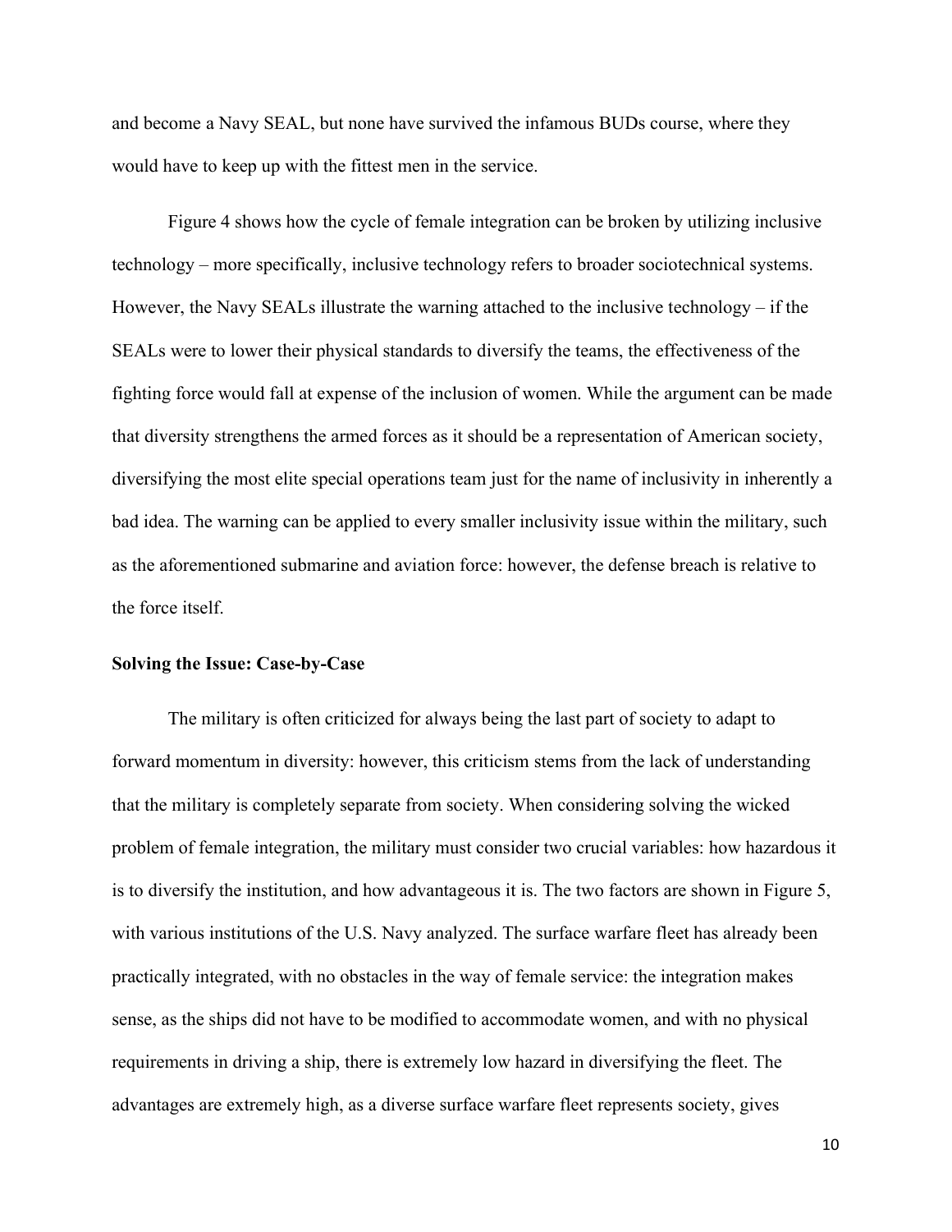and become a Navy SEAL, but none have survived the infamous BUDs course, where they would have to keep up with the fittest men in the service.

Figure 4 shows how the cycle of female integration can be broken by utilizing inclusive technology – more specifically, inclusive technology refers to broader sociotechnical systems. However, the Navy SEALs illustrate the warning attached to the inclusive technology – if the SEALs were to lower their physical standards to diversify the teams, the effectiveness of the fighting force would fall at expense of the inclusion of women. While the argument can be made that diversity strengthens the armed forces as it should be a representation of American society, diversifying the most elite special operations team just for the name of inclusivity in inherently a bad idea. The warning can be applied to every smaller inclusivity issue within the military, such as the aforementioned submarine and aviation force: however, the defense breach is relative to the force itself.

**Solving the Issue: Case-by-Case**

The military is often criticized for always being the last part of society to adapt to forward momentum in diversity: however, this criticism stems from the lack of understanding that the military is completely separate from society. When considering solving the wicked problem of female integration, the military must consider two crucial variables: how hazardous it is to diversify the institution, and how advantageous it is. The two factors are shown in Figure 5, with various institutions of the U.S. Navy analyzed. The surface warfare fleet has already been practically integrated, with no obstacles in the way of female service: the integration makes sense, as the ships did not have to be modified to accommodate women, and with no physical requirements in driving a ship, there is extremely low hazard in diversifying the fleet. The advantages are extremely high, as a diverse surface warfare fleet represents society, gives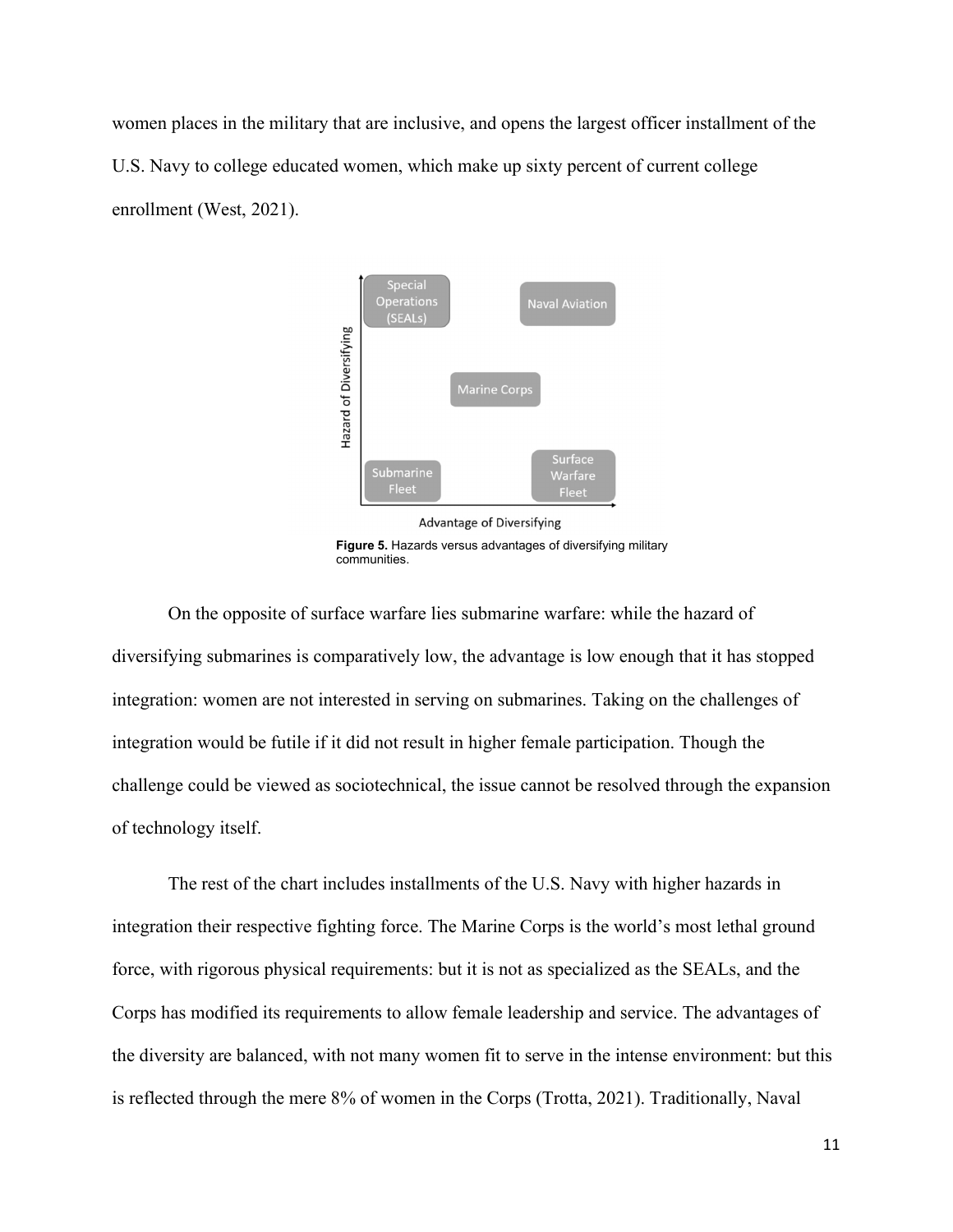women places in the military that are inclusive, and opens the largest officer installment of the U.S. Navy to college educated women, which make up sixty percent of current college enrollment (West, 2021).

**Figure 5.** Hazards versus advantages of diversifying military communities.

On the opposite of surface warfare lies submarine warfare: while the hazard of diversifying submarines is comparatively low, the advantage is low enough that it has stopped integration: women are not interested in serving on submarines. Taking on the challenges of integration would be futile if it did not result in higher female participation. Though the challenge could be viewed as sociotechnical, the issue cannot be resolved through the expansion of technology itself.

The rest of the chart includes installments of the U.S. Navy with higher hazards in integration their respective fighting force. The Marine Corps is the world's most lethal ground force, with rigorous physical requirements: but it is not as specialized as the SEALs, and the Corps has modified its requirements to allow female leadership and service. The advantages of the diversity are balanced, with not many women fit to serve in the intense environment: but this is reflected through the mere 8% of women in the Corps (Trotta, 2021). Traditionally, Naval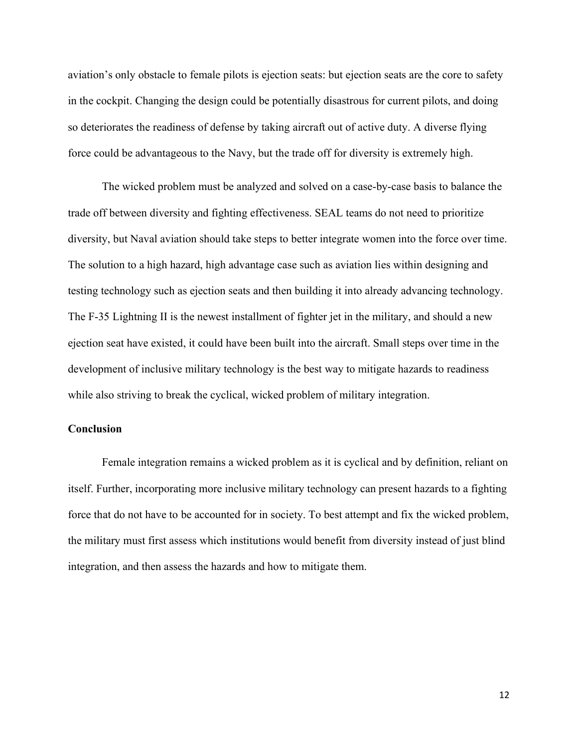aviation's only obstacle to female pilots is ejection seats: but ejection seats are the core to safety in the cockpit. Changing the design could be potentially disastrous for current pilots, and doing so deteriorates the readiness of defense by taking aircraft out of active duty. A diverse flying force could be advantageous to the Navy, but the trade off for diversity is extremely high.

The wicked problem must be analyzed and solved on a case-by-case basis to balance the trade off between diversity and fighting effectiveness. SEAL teams do not need to prioritize diversity, but Naval aviation should take steps to better integrate women into the force over time. The solution to a high hazard, high advantage case such as aviation lies within designing and testing technology such as ejection seats and then building it into already advancing technology. The F-35 Lightning II is the newest installment of fighter jet in the military, and should a new ejection seat have existed, it could have been built into the aircraft. Small steps over time in the development of inclusive military technology is the best way to mitigate hazards to readiness while also striving to break the cyclical, wicked problem of military integration.

## Conclusion

Female integration remains a wicked problem as it is cyclical and by definition, reliant on itself. Further, incorporating more inclusive military technology can present hazards to a fighting force that do not have to be accounted for in society. To best attempt and fix the wicked problem, the military must first assess which institutions would benefit from diversity instead of just blind integration, and then assess the hazards and how to mitigate them.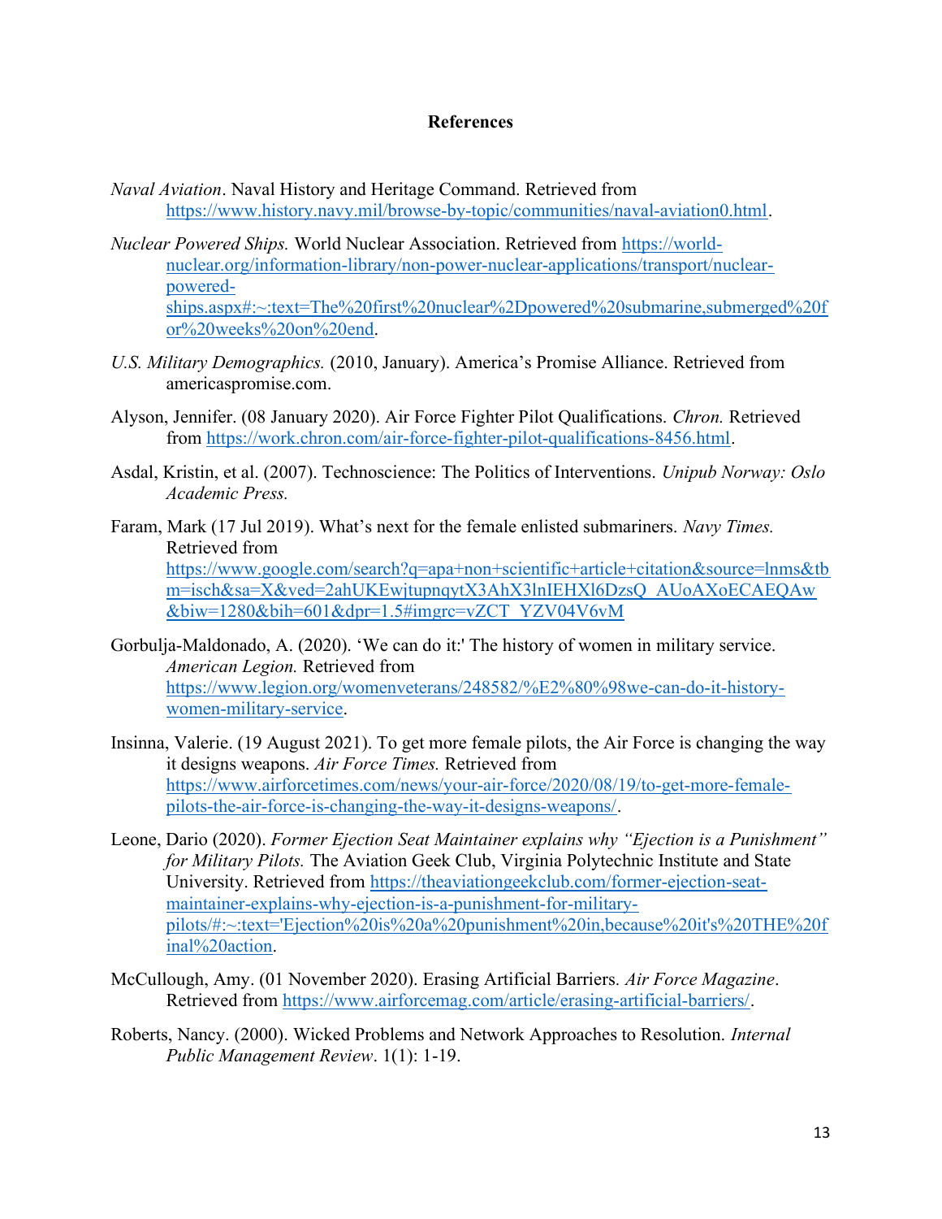# References

*Naval Aviation*. Naval History and Heritage Command. Retrieved from https://www.history.navy.mil/browse-by-topic/communities/naval-aviation0.html.

*Nuclear Powered Ships.* World Nuclear Association. Retrieved from https://world-nuclear.org/information-library/non-power-nuclear-applications/transport/nuclear-powered-ships.aspx#:~:text=The%20first%20nuclear%2Dpowered%20submarine,submerged%20for%20weeks%20on%20end.

*U.S. Military Demographics.* (2010, January). America's Promise Alliance. Retrieved from americaspromise.com.

Alyson, Jennifer. (08 January 2020). Air Force Fighter Pilot Qualifications. *Chron.* Retrieved from https://work.chron.com/air-force-fighter-pilot-qualifications-8456.html.

Asdal, Kristin, et al. (2007). Technoscience: The Politics of Interventions. *Unipub Norway: Oslo Academic Press.*

Faram, Mark (17 Jul 2019). What's next for the female enlisted submariners. *Navy Times.* Retrieved from https://www.google.com/search?q=apa+non+scientific+article+citation&source=lnms&tbm=isch&sa=X&ved=2ahUKEwjtupnqytX3AhX3lnIEHXl6DzsQ_AUoAXoECAEQAw&biw=1280&bih=601&dpr=1.5#imgrc=vZCT_YZV04V6vM

Gorbulja-Maldonado, A. (2020). 'We can do it:' The history of women in military service. *American Legion.* Retrieved from https://www.legion.org/womenveterans/248582/%E2%80%98we-can-do-it-history-women-military-service.

Insinna, Valerie. (19 August 2021). To get more female pilots, the Air Force is changing the way it designs weapons. *Air Force Times.* Retrieved from https://www.airforcetimes.com/news/your-air-force/2020/08/19/to-get-more-female-pilots-the-air-force-is-changing-the-way-it-designs-weapons/.

Leone, Dario (2020). *Former Ejection Seat Maintainer explains why "Ejection is a Punishment" for Military Pilots.* The Aviation Geek Club, Virginia Polytechnic Institute and State University. Retrieved from https://theaviationgeekclub.com/former-ejection-seat-maintainer-explains-why-ejection-is-a-punishment-for-military-pilots/#:~:text='Ejection%20is%20a%20punishment%20in,because%20it's%20THE%20final%20action.

McCullough, Amy. (01 November 2020). Erasing Artificial Barriers. *Air Force Magazine*. Retrieved from https://www.airforcemag.com/article/erasing-artificial-barriers/.

Roberts, Nancy. (2000). Wicked Problems and Network Approaches to Resolution. *Internal Public Management Review*. 1(1): 1-19.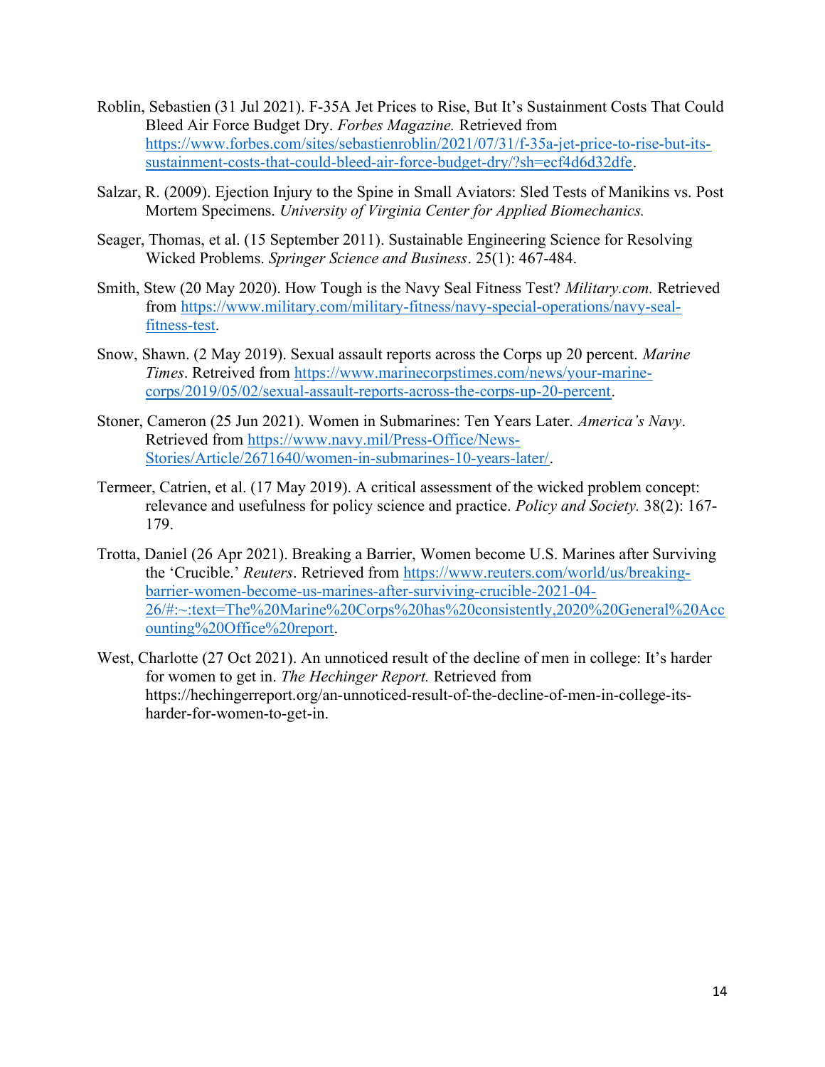Roblin, Sebastien (31 Jul 2021). F-35A Jet Prices to Rise, But It's Sustainment Costs That Could Bleed Air Force Budget Dry. *Forbes Magazine.* Retrieved from https://www.forbes.com/sites/sebastienroblin/2021/07/31/f-35a-jet-price-to-rise-but-its-sustainment-costs-that-could-bleed-air-force-budget-dry/?sh=ecf4d6d32dfe.

Salzar, R. (2009). Ejection Injury to the Spine in Small Aviators: Sled Tests of Manikins vs. Post Mortem Specimens. *University of Virginia Center for Applied Biomechanics.*

Seager, Thomas, et al. (15 September 2011). Sustainable Engineering Science for Resolving Wicked Problems. *Springer Science and Business*. 25(1): 467-484.

Smith, Stew (20 May 2020). How Tough is the Navy Seal Fitness Test? *Military.com.* Retrieved from https://www.military.com/military-fitness/navy-special-operations/navy-seal-fitness-test.

Snow, Shawn. (2 May 2019). Sexual assault reports across the Corps up 20 percent. *Marine Times*. Retreived from https://www.marinecorpstimes.com/news/your-marine-corps/2019/05/02/sexual-assault-reports-across-the-corps-up-20-percent.

Stoner, Cameron (25 Jun 2021). Women in Submarines: Ten Years Later. *America's Navy*. Retrieved from https://www.navy.mil/Press-Office/News-Stories/Article/2671640/women-in-submarines-10-years-later/.

Termeer, Catrien, et al. (17 May 2019). A critical assessment of the wicked problem concept: relevance and usefulness for policy science and practice. *Policy and Society.* 38(2): 167-179.

Trotta, Daniel (26 Apr 2021). Breaking a Barrier, Women become U.S. Marines after Surviving the 'Crucible.' *Reuters*. Retrieved from https://www.reuters.com/world/us/breaking-barrier-women-become-us-marines-after-surviving-crucible-2021-04-26/#:~:text=The%20Marine%20Corps%20has%20consistently,2020%20General%20Accounting%20Office%20report.

West, Charlotte (27 Oct 2021). An unnoticed result of the decline of men in college: It's harder for women to get in. *The Hechinger Report.* Retrieved from https://hechingerreport.org/an-unnoticed-result-of-the-decline-of-men-in-college-its-harder-for-women-to-get-in.